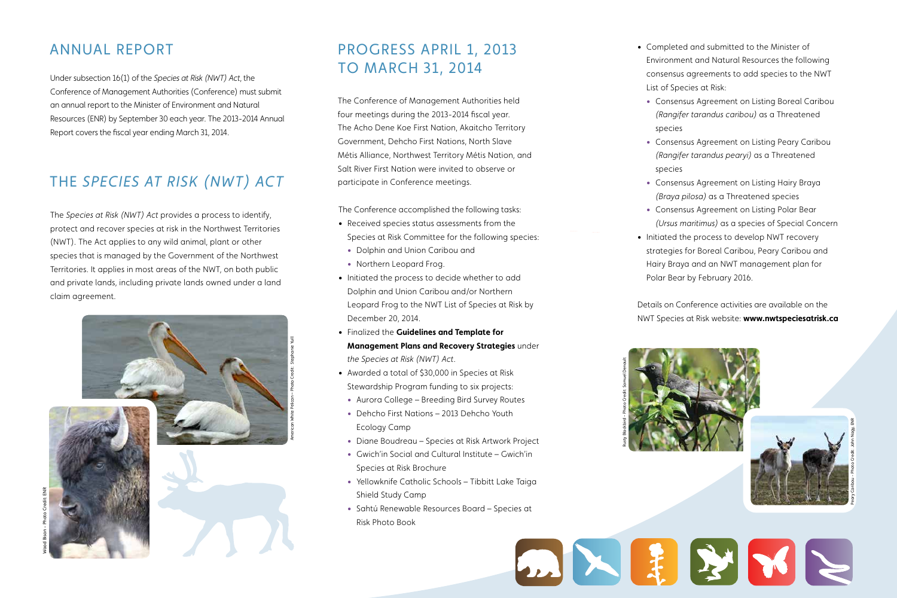## ANNUAL REPORT

Under subsection 16(1) of the *Species at Risk (NWT) Act*, the Conference of Management Authorities (Conference) must submit an annual report to the Minister of Environment and Natural Resources (ENR) by September 30 each year. The 2013-2014 Annual Report covers the fiscal year ending March 31, 2014.

## THE *SPECIES AT RISK (NWT) ACT*

The *Species at Risk (NWT) Act* provides a process to identify, protect and recover species at risk in the Northwest Territories (NWT). The Act applies to any wild animal, plant or other species that is managed by the Government of the Northwest Territories. It applies in most areas of the NWT, on both public and private lands, including private lands owned under a land claim agreement.

American White Pelican – Photo Credit: Stephanie Yuill

Wood Bison – Photo Credit: ENR

## PROGRESS APRIL 1, 2013 TO MARCH 31, 2014

The Conference of Management Authorities held four meetings during the 2013-2014 fiscal year. The Acho Dene Koe First Nation, Akaitcho Territory Government, Dehcho First Nations, North Slave Métis Alliance, Northwest Territory Métis Nation, and Salt River First Nation were invited to observe or participate in Conference meetings.

The Conference accomplished the following tasks:

- Received species status assessments from the Species at Risk Committee for the following species:
  - Dolphin and Union Caribou and
  - Northern Leopard Frog.
- Initiated the process to decide whether to add Dolphin and Union Caribou and/or Northern Leopard Frog to the NWT List of Species at Risk by December 20, 2014.
- Finalized the **Guidelines and Template for Management Plans and Recovery Strategies** under *the Species at Risk (NWT) Act*.
- Awarded a total of $30,000 in Species at Risk Stewardship Program funding to six projects:
  - Aurora College – Breeding Bird Survey Routes
  - Dehcho First Nations – 2013 Dehcho Youth Ecology Camp
  - Diane Boudreau – Species at Risk Artwork Project
  - Gwich'in Social and Cultural Institute – Gwich'in Species at Risk Brochure
  - Yellowknife Catholic Schools – Tibbitt Lake Taiga Shield Study Camp
  - Sahtú Renewable Resources Board – Species at Risk Photo Book
- Completed and submitted to the Minister of Environment and Natural Resources the following consensus agreements to add species to the NWT List of Species at Risk:
  - Consensus Agreement on Listing Boreal Caribou *(Rangifer tarandus caribou)* as a Threatened species
  - Consensus Agreement on Listing Peary Caribou *(Rangifer tarandus pearyi)* as a Threatened species
  - Consensus Agreement on Listing Hairy Braya *(Braya pilosa)* as a Threatened species
  - Consensus Agreement on Listing Polar Bear *(Ursus maritimus)* as a species of Special Concern
- Initiated the process to develop NWT recovery strategies for Boreal Caribou, Peary Caribou and Hairy Braya and an NWT management plan for Polar Bear by February 2016.

Details on Conference activities are available on the NWT Species at Risk website: **www.nwtspeciesatrisk.ca**

Rusty Blackbird – Photo Credit: Samuel Denault

Peary Caribou – Photo Credit: John Nagy, ENR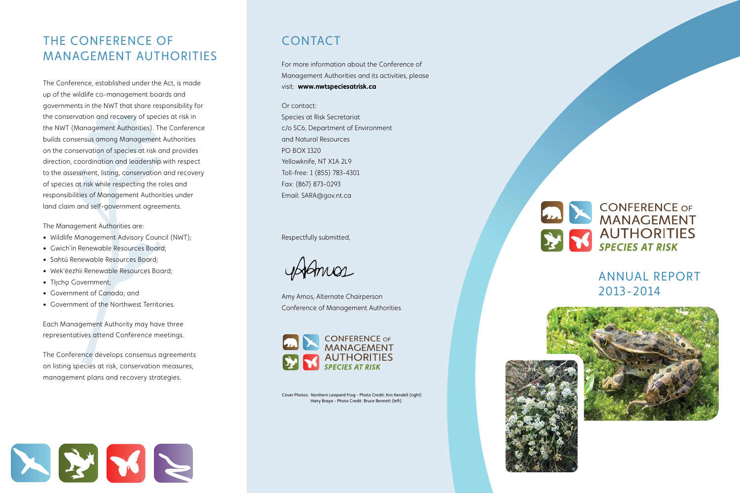# THE CONFERENCE OF MANAGEMENT AUTHORITIES

The Conference, established under the Act, is made up of the wildlife co-management boards and governments in the NWT that share responsibility for the conservation and recovery of species at risk in the NWT (Management Authorities). The Conference builds consensus among Management Authorities on the conservation of species at risk and provides direction, coordination and leadership with respect to the assessment, listing, conservation and recovery of species at risk while respecting the roles and responsibilities of Management Authorities under land claim and self-government agreements.

The Management Authorities are:

- Wildlife Management Advisory Council (NWT);
- Gwich'in Renewable Resources Board;
- Sahtú Renewable Resources Board;
- Wek'èezhii Renewable Resources Board;
- Tłįchǫ Government;
- Government of Canada; and
- Government of the Northwest Territories.

Each Management Authority may have three representatives attend Conference meetings.

The Conference develops consensus agreements on listing species at risk, conservation measures, management plans and recovery strategies.

# CONTACT

For more information about the Conference of Management Authorities and its activities, please visit: **www.nwtspeciesatrisk.ca**

Or contact:
Species at Risk Secretariat
c/o SC6, Department of Environment and Natural Resources
PO BOX 1320
Yellowknife, NT X1A 2L9
Toll-free: 1 (855) 783-4301
Fax: (867) 873-0293
Email: SARA@gov.nt.ca

Respectfully submitted,

Amy Amos, Alternate Chairperson
Conference of Management Authorities

CONFERENCE OF MANAGEMENT AUTHORITIES
*SPECIES AT RISK*

Cover Photos: Northern Leopard Frog - Photo Credit: Kris Kendell (right)
Hairy Braya - Photo Credit: Bruce Bennett (left)

CONFERENCE OF MANAGEMENT AUTHORITIES
*SPECIES AT RISK*

# ANNUAL REPORT 2013-2014